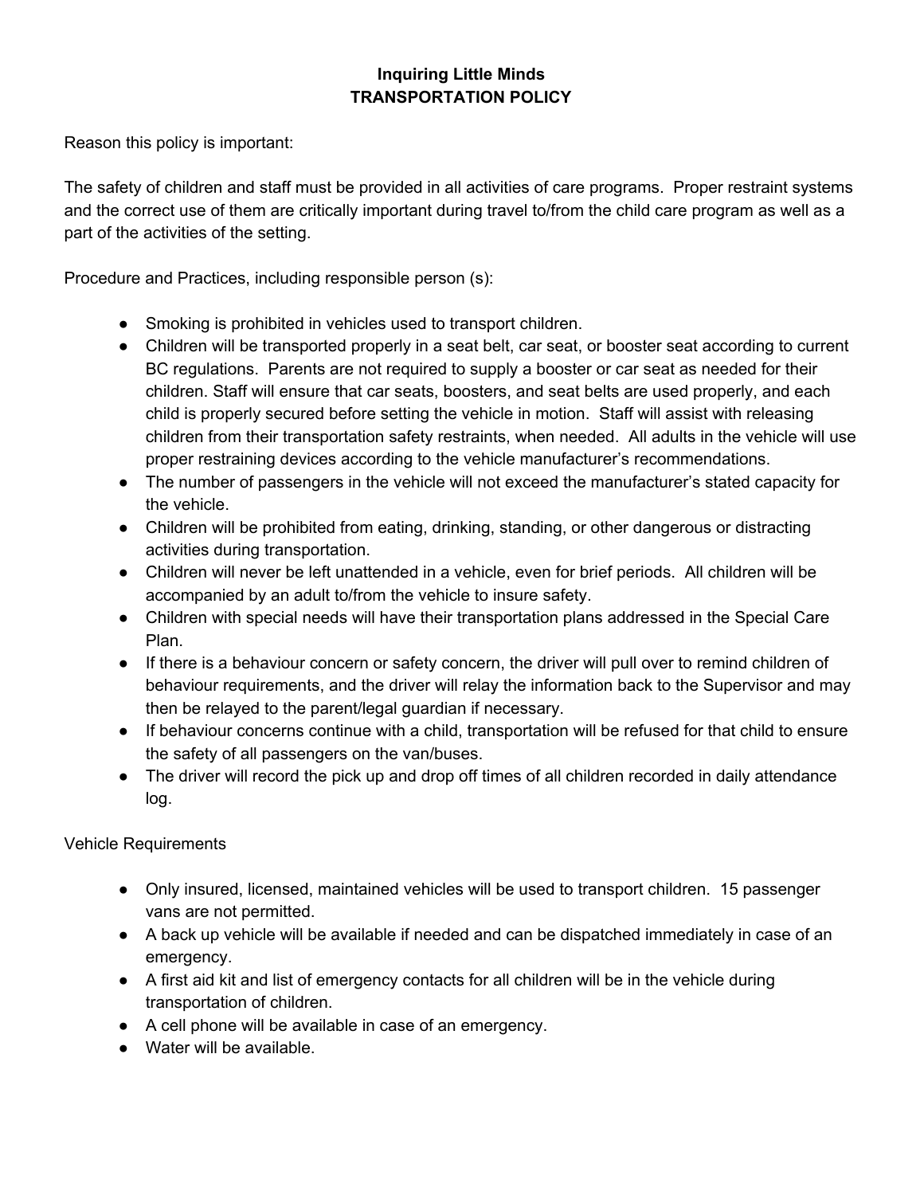**Inquiring Little Minds**
**TRANSPORTATION POLICY**

Reason this policy is important:

The safety of children and staff must be provided in all activities of care programs. Proper restraint systems and the correct use of them are critically important during travel to/from the child care program as well as a part of the activities of the setting.

Procedure and Practices, including responsible person (s):

- Smoking is prohibited in vehicles used to transport children.
- Children will be transported properly in a seat belt, car seat, or booster seat according to current BC regulations. Parents are not required to supply a booster or car seat as needed for their children. Staff will ensure that car seats, boosters, and seat belts are used properly, and each child is properly secured before setting the vehicle in motion. Staff will assist with releasing children from their transportation safety restraints, when needed. All adults in the vehicle will use proper restraining devices according to the vehicle manufacturer's recommendations.
- The number of passengers in the vehicle will not exceed the manufacturer's stated capacity for the vehicle.
- Children will be prohibited from eating, drinking, standing, or other dangerous or distracting activities during transportation.
- Children will never be left unattended in a vehicle, even for brief periods. All children will be accompanied by an adult to/from the vehicle to insure safety.
- Children with special needs will have their transportation plans addressed in the Special Care Plan.
- If there is a behaviour concern or safety concern, the driver will pull over to remind children of behaviour requirements, and the driver will relay the information back to the Supervisor and may then be relayed to the parent/legal guardian if necessary.
- If behaviour concerns continue with a child, transportation will be refused for that child to ensure the safety of all passengers on the van/buses.
- The driver will record the pick up and drop off times of all children recorded in daily attendance log.

Vehicle Requirements

- Only insured, licensed, maintained vehicles will be used to transport children. 15 passenger vans are not permitted.
- A back up vehicle will be available if needed and can be dispatched immediately in case of an emergency.
- A first aid kit and list of emergency contacts for all children will be in the vehicle during transportation of children.
- A cell phone will be available in case of an emergency.
- Water will be available.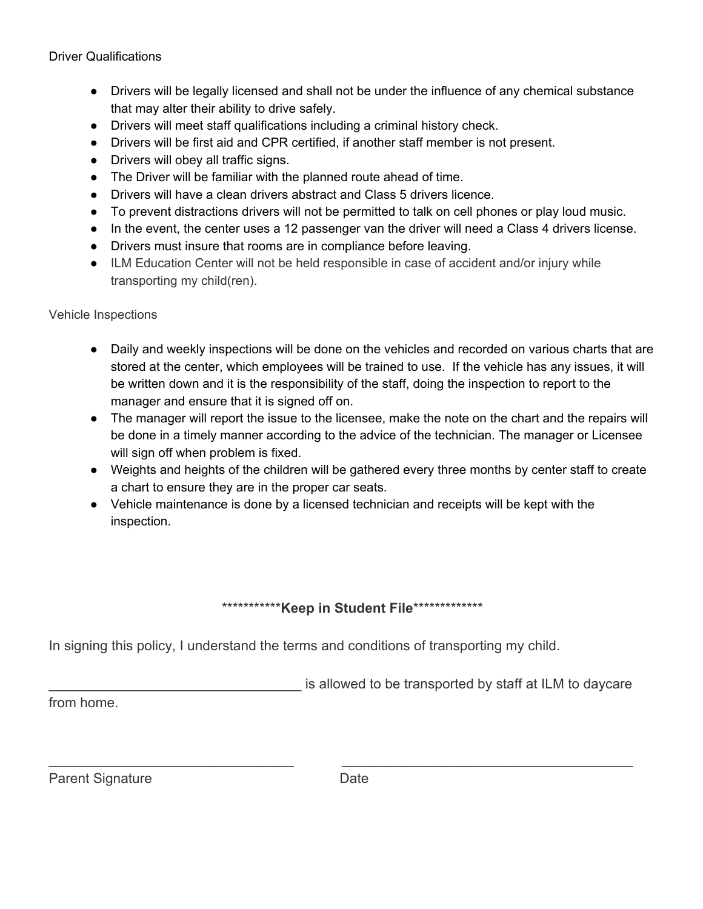Driver Qualifications

- Drivers will be legally licensed and shall not be under the influence of any chemical substance that may alter their ability to drive safely.
- Drivers will meet staff qualifications including a criminal history check.
- Drivers will be first aid and CPR certified, if another staff member is not present.
- Drivers will obey all traffic signs.
- The Driver will be familiar with the planned route ahead of time.
- Drivers will have a clean drivers abstract and Class 5 drivers licence.
- To prevent distractions drivers will not be permitted to talk on cell phones or play loud music.
- In the event, the center uses a 12 passenger van the driver will need a Class 4 drivers license.
- Drivers must insure that rooms are in compliance before leaving.
- ILM Education Center will not be held responsible in case of accident and/or injury while transporting my child(ren).

Vehicle Inspections

- Daily and weekly inspections will be done on the vehicles and recorded on various charts that are stored at the center, which employees will be trained to use. If the vehicle has any issues, it will be written down and it is the responsibility of the staff, doing the inspection to report to the manager and ensure that it is signed off on.
- The manager will report the issue to the licensee, make the note on the chart and the repairs will be done in a timely manner according to the advice of the technician. The manager or Licensee will sign off when problem is fixed.
- Weights and heights of the children will be gathered every three months by center staff to create a chart to ensure they are in the proper car seats.
- Vehicle maintenance is done by a licensed technician and receipts will be kept with the inspection.

***********Keep in Student File*************

In signing this policy, I understand the terms and conditions of transporting my child.

_________________________________ is allowed to be transported by staff at ILM to daycare from home.

_________________________________ _________________________________________

Parent Signature Date